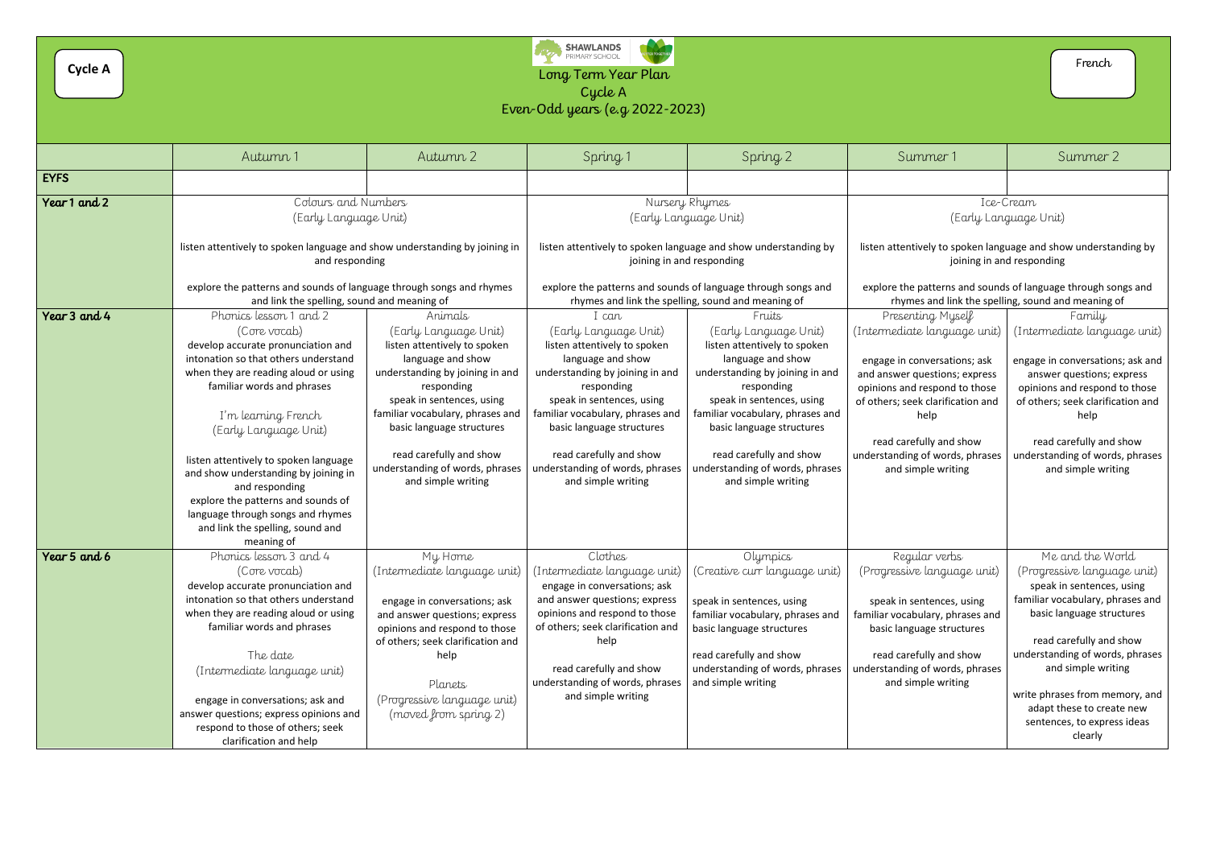Cycle A

SHAWLANDS PRIMARY SCHOOL

# Long Term Year Plan
## Cycle A
### Even-Odd years (e.g 2022-2023)

French

| | Autumn 1 | Autumn 2 | Spring 1 | Spring 2 | Summer 1 | Summer 2 |
|---|---|---|---|---|---|---|
| **EYFS** | | | | | | |
| **Year 1 and 2** | Colours and Numbers (Early Language Unit)<br><br>listen attentively to spoken language and show understanding by joining in and responding<br><br>explore the patterns and sounds of language through songs and rhymes and link the spelling, sound and meaning of | | Nursery Rhymes (Early Language Unit)<br><br>listen attentively to spoken language and show understanding by joining in and responding<br><br>explore the patterns and sounds of language through songs and rhymes and link the spelling, sound and meaning of | | Ice-Cream (Early Language Unit)<br><br>listen attentively to spoken language and show understanding by joining in and responding<br><br>explore the patterns and sounds of language through songs and rhymes and link the spelling, sound and meaning of | |
| **Year 3 and 4** | Phonics lesson 1 and 2 (Core vocab)<br>develop accurate pronunciation and intonation so that others understand when they are reading aloud or using familiar words and phrases<br><br>I'm learning French (Early Language Unit)<br><br>listen attentively to spoken language and show understanding by joining in and responding<br>explore the patterns and sounds of language through songs and rhymes and link the spelling, sound and meaning of | Animals (Early Language Unit)<br>listen attentively to spoken language and show understanding by joining in and responding<br>speak in sentences, using familiar vocabulary, phrases and basic language structures<br><br>read carefully and show understanding of words, phrases and simple writing | I can (Early Language Unit)<br>listen attentively to spoken language and show understanding by joining in and responding<br>speak in sentences, using familiar vocabulary, phrases and basic language structures<br><br>read carefully and show understanding of words, phrases and simple writing | Fruits (Early Language Unit)<br>listen attentively to spoken language and show understanding by joining in and responding<br>speak in sentences, using familiar vocabulary, phrases and basic language structures<br><br>read carefully and show understanding of words, phrases and simple writing | Presenting Myself (Intermediate language unit)<br><br>engage in conversations; ask and answer questions; express opinions and respond to those of others; seek clarification and help<br><br>read carefully and show understanding of words, phrases and simple writing | Family (Intermediate language unit)<br><br>engage in conversations; ask and answer questions; express opinions and respond to those of others; seek clarification and help<br><br>read carefully and show understanding of words, phrases and simple writing |
| **Year 5 and 6** | Phonics lesson 3 and 4 (Core vocab)<br>develop accurate pronunciation and intonation so that others understand when they are reading aloud or using familiar words and phrases<br><br>The date (Intermediate language unit)<br><br>engage in conversations; ask and answer questions; express opinions and respond to those of others; seek clarification and help | My Home (Intermediate language unit)<br><br>engage in conversations; ask and answer questions; express opinions and respond to those of others; seek clarification and help<br><br>Planets (Progressive language unit) (moved from spring 2) | Clothes (Intermediate language unit)<br>engage in conversations; ask and answer questions; express opinions and respond to those of others; seek clarification and help<br><br>read carefully and show understanding of words, phrases and simple writing | Olympics (Creative curr language unit)<br><br>speak in sentences, using familiar vocabulary, phrases and basic language structures<br><br>read carefully and show understanding of words, phrases and simple writing | Regular verbs (Progressive language unit)<br><br>speak in sentences, using familiar vocabulary, phrases and basic language structures<br><br>read carefully and show understanding of words, phrases and simple writing | Me and the World (Progressive language unit)<br>speak in sentences, using familiar vocabulary, phrases and basic language structures<br><br>read carefully and show understanding of words, phrases and simple writing<br><br>write phrases from memory, and adapt these to create new sentences, to express ideas clearly |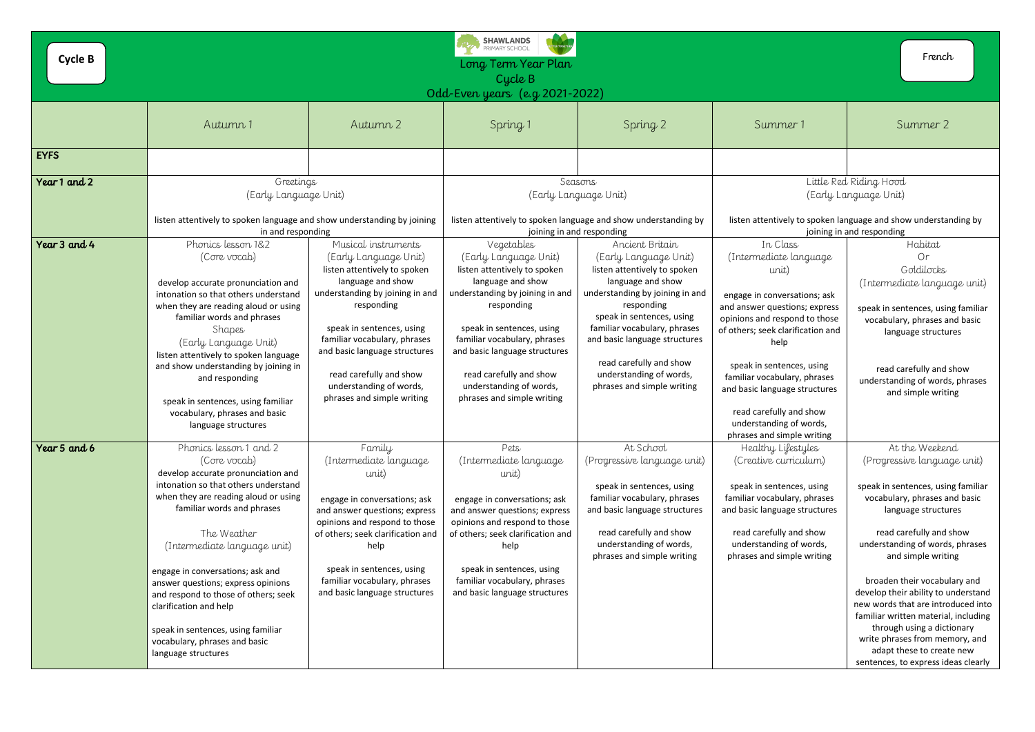# Long Term Year Plan

## Cycle B

### Odd-Even years (e.g 2021-2022)

**Cycle B** — French

| | Autumn 1 | Autumn 2 | Spring 1 | Spring 2 | Summer 1 | Summer 2 |
|---|---|---|---|---|---|---|
| **EYFS** | | | | | | |
| **Year 1 and 2** | Greetings (Early Language Unit)<br><br>listen attentively to spoken language and show understanding by joining in and responding | | Seasons (Early Language Unit)<br><br>listen attentively to spoken language and show understanding by joining in and responding | | Little Red Riding Hood (Early Language Unit)<br><br>listen attentively to spoken language and show understanding by joining in and responding | |
| **Year 3 and 4** | Phonics lesson 1&2 (Core vocab)<br><br>develop accurate pronunciation and intonation so that others understand when they are reading aloud or using familiar words and phrases<br><br>Shapes (Early Language Unit)<br>listen attentively to spoken language and show understanding by joining in and responding<br><br>speak in sentences, using familiar vocabulary, phrases and basic language structures | Musical instruments (Early Language Unit)<br>listen attentively to spoken language and show understanding by joining in and responding<br><br>speak in sentences, using familiar vocabulary, phrases and basic language structures<br><br>read carefully and show understanding of words, phrases and simple writing | Vegetables (Early Language Unit)<br>listen attentively to spoken language and show understanding by joining in and responding<br><br>speak in sentences, using familiar vocabulary, phrases and basic language structures<br><br>read carefully and show understanding of words, phrases and simple writing | Ancient Britain (Early Language Unit)<br>listen attentively to spoken language and show understanding by joining in and responding<br>speak in sentences, using familiar vocabulary, phrases and basic language structures<br><br>read carefully and show understanding of words, phrases and simple writing | In Class (Intermediate language unit)<br><br>engage in conversations; ask and answer questions; express opinions and respond to those of others; seek clarification and help<br><br>speak in sentences, using familiar vocabulary, phrases and basic language structures<br><br>read carefully and show understanding of words, phrases and simple writing | Habitat Or Goldilocks (Intermediate language unit)<br><br>speak in sentences, using familiar vocabulary, phrases and basic language structures<br><br>read carefully and show understanding of words, phrases and simple writing |
| **Year 5 and 6** | Phonics lesson 1 and 2 (Core vocab)<br>develop accurate pronunciation and intonation so that others understand when they are reading aloud or using familiar words and phrases<br><br>The Weather (Intermediate language unit)<br><br>engage in conversations; ask and answer questions; express opinions and respond to those of others; seek clarification and help<br><br>speak in sentences, using familiar vocabulary, phrases and basic language structures | Family (Intermediate language unit)<br><br>engage in conversations; ask and answer questions; express opinions and respond to those of others; seek clarification and help<br><br>speak in sentences, using familiar vocabulary, phrases and basic language structures | Pets (Intermediate language unit)<br><br>engage in conversations; ask and answer questions; express opinions and respond to those of others; seek clarification and help<br><br>speak in sentences, using familiar vocabulary, phrases and basic language structures | At School (Progressive language unit)<br><br>speak in sentences, using familiar vocabulary, phrases and basic language structures<br><br>read carefully and show understanding of words, phrases and simple writing | Healthy Lifestyles (Creative curriculum)<br><br>speak in sentences, using familiar vocabulary, phrases and basic language structures<br><br>read carefully and show understanding of words, phrases and simple writing | At the Weekend (Progressive language unit)<br><br>speak in sentences, using familiar vocabulary, phrases and basic language structures<br><br>read carefully and show understanding of words, phrases and simple writing<br><br>broaden their vocabulary and develop their ability to understand new words that are introduced into familiar written material, including through using a dictionary<br>write phrases from memory, and adapt these to create new sentences, to express ideas clearly |